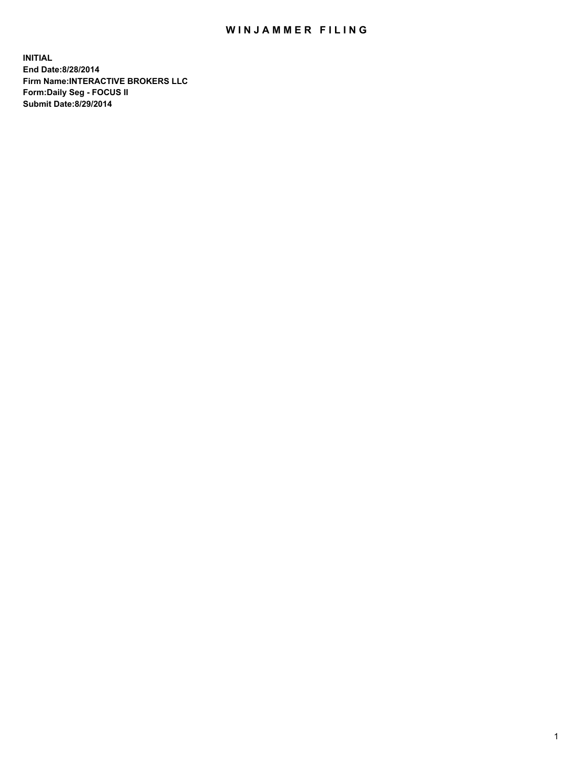# WINJAMMER FILING

**INITIAL**
**End Date:8/28/2014**
**Firm Name:INTERACTIVE BROKERS LLC**
**Form:Daily Seg - FOCUS II**
**Submit Date:8/29/2014**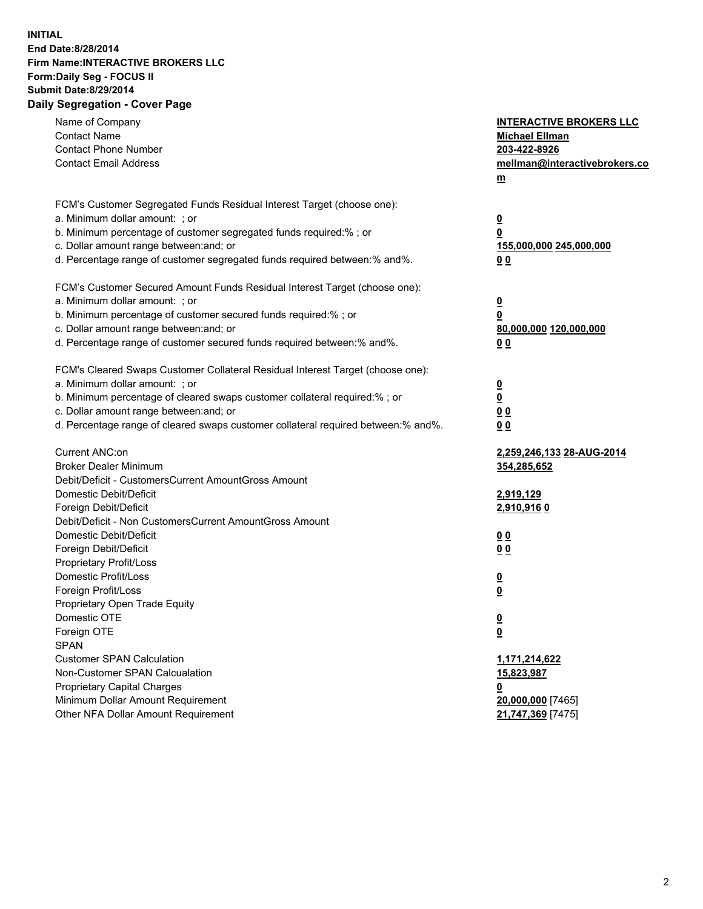**INITIAL**
**End Date:8/28/2014**
**Firm Name:INTERACTIVE BROKERS LLC**
**Form:Daily Seg - FOCUS II**
**Submit Date:8/29/2014**

## Daily Segregation - Cover Page

| | |
|---|---|
| Name of Company | **INTERACTIVE BROKERS LLC** |
| Contact Name | **Michael Ellman** |
| Contact Phone Number | **203-422-8926** |
| Contact Email Address | **mellman@interactivebrokers.com** |
| | |
| FCM's Customer Segregated Funds Residual Interest Target (choose one): | |
| a. Minimum dollar amount: ; or | **0** |
| b. Minimum percentage of customer segregated funds required:% ; or | **0** |
| c. Dollar amount range between:and; or | **155,000,000 245,000,000** |
| d. Percentage range of customer segregated funds required between:% and%. | **0 0** |
| | |
| FCM's Customer Secured Amount Funds Residual Interest Target (choose one): | |
| a. Minimum dollar amount: ; or | **0** |
| b. Minimum percentage of customer secured funds required:% ; or | **0** |
| c. Dollar amount range between:and; or | **80,000,000 120,000,000** |
| d. Percentage range of customer secured funds required between:% and%. | **0 0** |
| | |
| FCM's Cleared Swaps Customer Collateral Residual Interest Target (choose one): | |
| a. Minimum dollar amount: ; or | **0** |
| b. Minimum percentage of cleared swaps customer collateral required:% ; or | **0** |
| c. Dollar amount range between:and; or | **0 0** |
| d. Percentage range of cleared swaps customer collateral required between:% and%. | **0 0** |
| | |
| Current ANC:on | **2,259,246,133 28-AUG-2014** |
| Broker Dealer Minimum | **354,285,652** |
| Debit/Deficit - CustomersCurrent AmountGross Amount | |
| Domestic Debit/Deficit | **2,919,129** |
| Foreign Debit/Deficit | **2,910,916 0** |
| Debit/Deficit - Non CustomersCurrent AmountGross Amount | |
| Domestic Debit/Deficit | **0 0** |
| Foreign Debit/Deficit | **0 0** |
| Proprietary Profit/Loss | |
| Domestic Profit/Loss | **0** |
| Foreign Profit/Loss | **0** |
| Proprietary Open Trade Equity | |
| Domestic OTE | **0** |
| Foreign OTE | **0** |
| SPAN | |
| Customer SPAN Calculation | **1,171,214,622** |
| Non-Customer SPAN Calcualation | **15,823,987** |
| Proprietary Capital Charges | **0** |
| Minimum Dollar Amount Requirement | **20,000,000** [7465] |
| Other NFA Dollar Amount Requirement | **21,747,369** [7475] |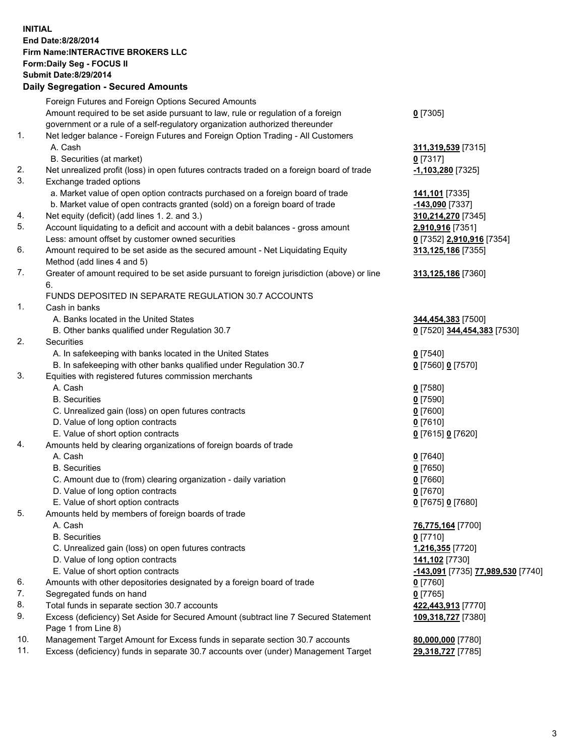**INITIAL**
**End Date:8/28/2014**
**Firm Name:INTERACTIVE BROKERS LLC**
**Form:Daily Seg - FOCUS II**
**Submit Date:8/29/2014**

## Daily Segregation - Secured Amounts

| | | |
|---|---|---|
| | Foreign Futures and Foreign Options Secured Amounts | |
| | Amount required to be set aside pursuant to law, rule or regulation of a foreign government or a rule of a self-regulatory organization authorized thereunder | **0** [7305] |
| 1. | Net ledger balance - Foreign Futures and Foreign Option Trading - All Customers | |
| | A. Cash | **311,319,539** [7315] |
| | B. Securities (at market) | **0** [7317] |
| 2. | Net unrealized profit (loss) in open futures contracts traded on a foreign board of trade | **-1,103,280** [7325] |
| 3. | Exchange traded options | |
| | a. Market value of open option contracts purchased on a foreign board of trade | **141,101** [7335] |
| | b. Market value of open contracts granted (sold) on a foreign board of trade | **-143,090** [7337] |
| 4. | Net equity (deficit) (add lines 1. 2. and 3.) | **310,214,270** [7345] |
| 5. | Account liquidating to a deficit and account with a debit balances - gross amount | **2,910,916** [7351] |
| | Less: amount offset by customer owned securities | **0** [7352] **2,910,916** [7354] |
| 6. | Amount required to be set aside as the secured amount - Net Liquidating Equity Method (add lines 4 and 5) | **313,125,186** [7355] |
| 7. | Greater of amount required to be set aside pursuant to foreign jurisdiction (above) or line 6. | **313,125,186** [7360] |
| | FUNDS DEPOSITED IN SEPARATE REGULATION 30.7 ACCOUNTS | |
| 1. | Cash in banks | |
| | A. Banks located in the United States | **344,454,383** [7500] |
| | B. Other banks qualified under Regulation 30.7 | **0** [7520] **344,454,383** [7530] |
| 2. | Securities | |
| | A. In safekeeping with banks located in the United States | **0** [7540] |
| | B. In safekeeping with other banks qualified under Regulation 30.7 | **0** [7560] **0** [7570] |
| 3. | Equities with registered futures commission merchants | |
| | A. Cash | **0** [7580] |
| | B. Securities | **0** [7590] |
| | C. Unrealized gain (loss) on open futures contracts | **0** [7600] |
| | D. Value of long option contracts | **0** [7610] |
| | E. Value of short option contracts | **0** [7615] **0** [7620] |
| 4. | Amounts held by clearing organizations of foreign boards of trade | |
| | A. Cash | **0** [7640] |
| | B. Securities | **0** [7650] |
| | C. Amount due to (from) clearing organization - daily variation | **0** [7660] |
| | D. Value of long option contracts | **0** [7670] |
| | E. Value of short option contracts | **0** [7675] **0** [7680] |
| 5. | Amounts held by members of foreign boards of trade | |
| | A. Cash | **76,775,164** [7700] |
| | B. Securities | **0** [7710] |
| | C. Unrealized gain (loss) on open futures contracts | **1,216,355** [7720] |
| | D. Value of long option contracts | **141,102** [7730] |
| | E. Value of short option contracts | **-143,091** [7735] **77,989,530** [7740] |
| 6. | Amounts with other depositories designated by a foreign board of trade | **0** [7760] |
| 7. | Segregated funds on hand | **0** [7765] |
| 8. | Total funds in separate section 30.7 accounts | **422,443,913** [7770] |
| 9. | Excess (deficiency) Set Aside for Secured Amount (subtract line 7 Secured Statement Page 1 from Line 8) | **109,318,727** [7380] |
| 10. | Management Target Amount for Excess funds in separate section 30.7 accounts | **80,000,000** [7780] |
| 11. | Excess (deficiency) funds in separate 30.7 accounts over (under) Management Target | **29,318,727** [7785] |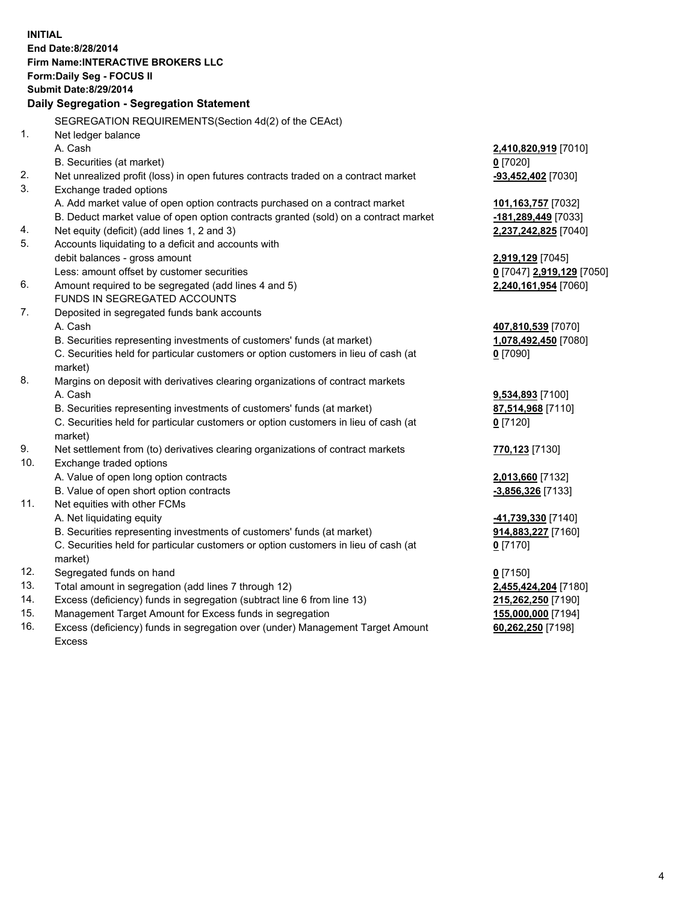**INITIAL**
**End Date:8/28/2014**
**Firm Name:INTERACTIVE BROKERS LLC**
**Form:Daily Seg - FOCUS II**
**Submit Date:8/29/2014**

**Daily Segregation - Segregation Statement**

SEGREGATION REQUIREMENTS(Section 4d(2) of the CEAct)

| | | |
|---|---|---|
| 1. | Net ledger balance | |
| | A. Cash | **2,410,820,919** [7010] |
| | B. Securities (at market) | **0** [7020] |
| 2. | Net unrealized profit (loss) in open futures contracts traded on a contract market | **-93,452,402** [7030] |
| 3. | Exchange traded options | |
| | A. Add market value of open option contracts purchased on a contract market | **101,163,757** [7032] |
| | B. Deduct market value of open option contracts granted (sold) on a contract market | **-181,289,449** [7033] |
| 4. | Net equity (deficit) (add lines 1, 2 and 3) | **2,237,242,825** [7040] |
| 5. | Accounts liquidating to a deficit and accounts with debit balances - gross amount | **2,919,129** [7045] |
| | Less: amount offset by customer securities | **0** [7047] **2,919,129** [7050] |
| 6. | Amount required to be segregated (add lines 4 and 5) | **2,240,161,954** [7060] |
| | FUNDS IN SEGREGATED ACCOUNTS | |
| 7. | Deposited in segregated funds bank accounts | |
| | A. Cash | **407,810,539** [7070] |
| | B. Securities representing investments of customers' funds (at market) | **1,078,492,450** [7080] |
| | C. Securities held for particular customers or option customers in lieu of cash (at market) | **0** [7090] |
| 8. | Margins on deposit with derivatives clearing organizations of contract markets | |
| | A. Cash | **9,534,893** [7100] |
| | B. Securities representing investments of customers' funds (at market) | **87,514,968** [7110] |
| | C. Securities held for particular customers or option customers in lieu of cash (at market) | **0** [7120] |
| 9. | Net settlement from (to) derivatives clearing organizations of contract markets | **770,123** [7130] |
| 10. | Exchange traded options | |
| | A. Value of open long option contracts | **2,013,660** [7132] |
| | B. Value of open short option contracts | **-3,856,326** [7133] |
| 11. | Net equities with other FCMs | |
| | A. Net liquidating equity | **-41,739,330** [7140] |
| | B. Securities representing investments of customers' funds (at market) | **914,883,227** [7160] |
| | C. Securities held for particular customers or option customers in lieu of cash (at market) | **0** [7170] |
| 12. | Segregated funds on hand | **0** [7150] |
| 13. | Total amount in segregation (add lines 7 through 12) | **2,455,424,204** [7180] |
| 14. | Excess (deficiency) funds in segregation (subtract line 6 from line 13) | **215,262,250** [7190] |
| 15. | Management Target Amount for Excess funds in segregation | **155,000,000** [7194] |
| 16. | Excess (deficiency) funds in segregation over (under) Management Target Amount Excess | **60,262,250** [7198] |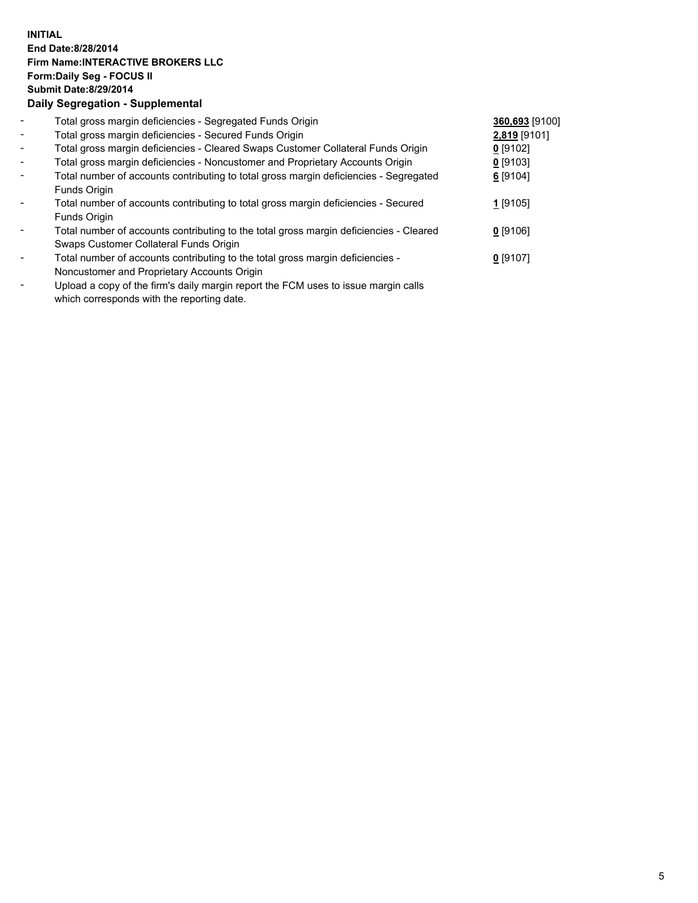**INITIAL**
**End Date:8/28/2014**
**Firm Name:INTERACTIVE BROKERS LLC**
**Form:Daily Seg - FOCUS II**
**Submit Date:8/29/2014**
**Daily Segregation - Supplemental**

| | | |
|---|---|---|
| - | Total gross margin deficiencies - Segregated Funds Origin | **360,693** [9100] |
| - | Total gross margin deficiencies - Secured Funds Origin | **2,819** [9101] |
| - | Total gross margin deficiencies - Cleared Swaps Customer Collateral Funds Origin | **0** [9102] |
| - | Total gross margin deficiencies - Noncustomer and Proprietary Accounts Origin | **0** [9103] |
| - | Total number of accounts contributing to total gross margin deficiencies - Segregated Funds Origin | **6** [9104] |
| - | Total number of accounts contributing to total gross margin deficiencies - Secured Funds Origin | **1** [9105] |
| - | Total number of accounts contributing to the total gross margin deficiencies - Cleared Swaps Customer Collateral Funds Origin | **0** [9106] |
| - | Total number of accounts contributing to the total gross margin deficiencies - Noncustomer and Proprietary Accounts Origin | **0** [9107] |
| - | Upload a copy of the firm's daily margin report the FCM uses to issue margin calls which corresponds with the reporting date. | |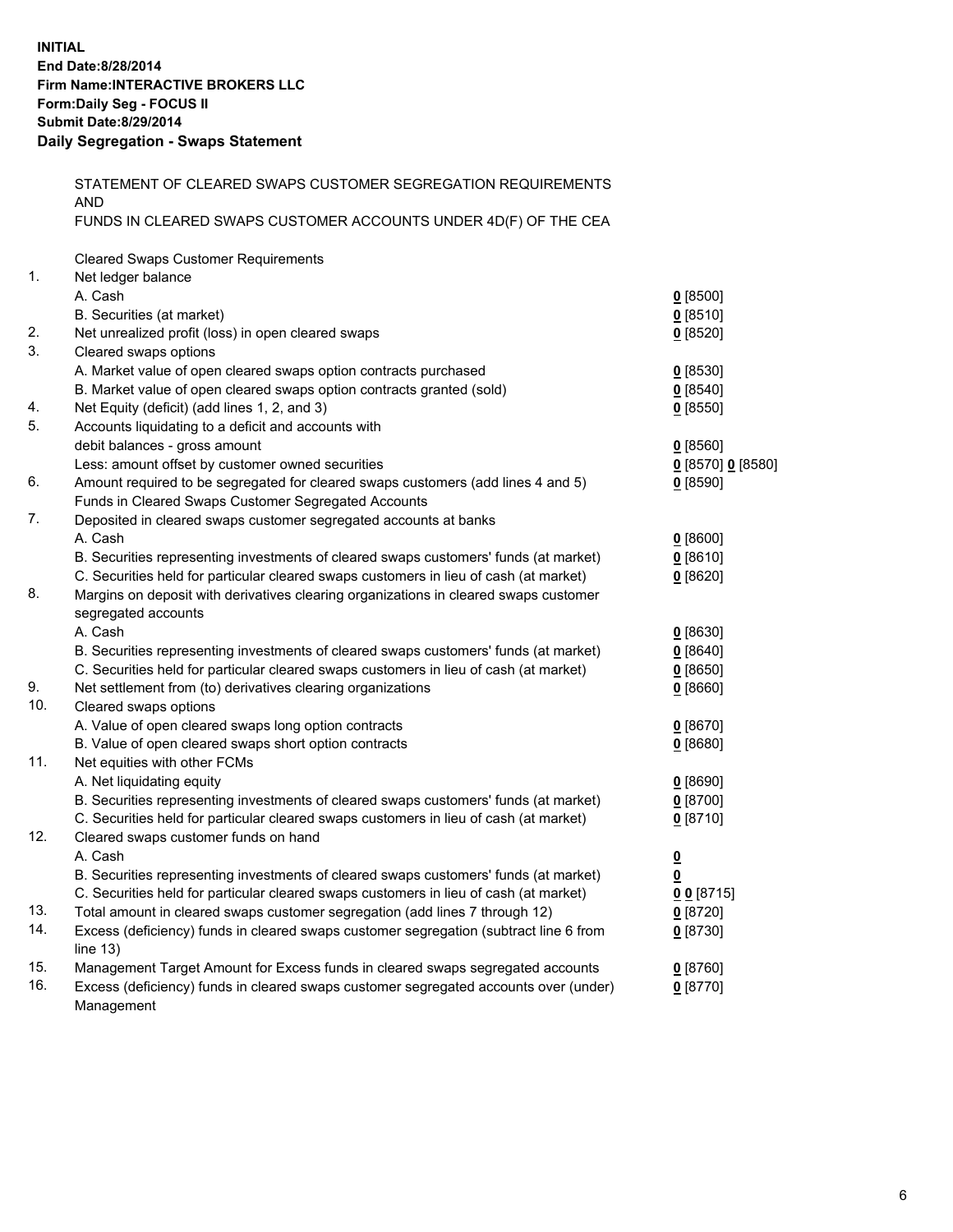**INITIAL**
**End Date:8/28/2014**
**Firm Name:INTERACTIVE BROKERS LLC**
**Form:Daily Seg - FOCUS II**
**Submit Date:8/29/2014**
**Daily Segregation - Swaps Statement**

STATEMENT OF CLEARED SWAPS CUSTOMER SEGREGATION REQUIREMENTS
AND
FUNDS IN CLEARED SWAPS CUSTOMER ACCOUNTS UNDER 4D(F) OF THE CEA

| | | |
|---|---|---|
| | Cleared Swaps Customer Requirements | |
| 1. | Net ledger balance | |
| | A. Cash | 0 [8500] |
| | B. Securities (at market) | 0 [8510] |
| 2. | Net unrealized profit (loss) in open cleared swaps | 0 [8520] |
| 3. | Cleared swaps options | |
| | A. Market value of open cleared swaps option contracts purchased | 0 [8530] |
| | B. Market value of open cleared swaps option contracts granted (sold) | 0 [8540] |
| 4. | Net Equity (deficit) (add lines 1, 2, and 3) | 0 [8550] |
| 5. | Accounts liquidating to a deficit and accounts with | |
| | debit balances - gross amount | 0 [8560] |
| | Less: amount offset by customer owned securities | 0 [8570] 0 [8580] |
| 6. | Amount required to be segregated for cleared swaps customers (add lines 4 and 5) | 0 [8590] |
| | Funds in Cleared Swaps Customer Segregated Accounts | |
| 7. | Deposited in cleared swaps customer segregated accounts at banks | |
| | A. Cash | 0 [8600] |
| | B. Securities representing investments of cleared swaps customers' funds (at market) | 0 [8610] |
| | C. Securities held for particular cleared swaps customers in lieu of cash (at market) | 0 [8620] |
| 8. | Margins on deposit with derivatives clearing organizations in cleared swaps customer segregated accounts | |
| | A. Cash | 0 [8630] |
| | B. Securities representing investments of cleared swaps customers' funds (at market) | 0 [8640] |
| | C. Securities held for particular cleared swaps customers in lieu of cash (at market) | 0 [8650] |
| 9. | Net settlement from (to) derivatives clearing organizations | 0 [8660] |
| 10. | Cleared swaps options | |
| | A. Value of open cleared swaps long option contracts | 0 [8670] |
| | B. Value of open cleared swaps short option contracts | 0 [8680] |
| 11. | Net equities with other FCMs | |
| | A. Net liquidating equity | 0 [8690] |
| | B. Securities representing investments of cleared swaps customers' funds (at market) | 0 [8700] |
| | C. Securities held for particular cleared swaps customers in lieu of cash (at market) | 0 [8710] |
| 12. | Cleared swaps customer funds on hand | |
| | A. Cash | 0 |
| | B. Securities representing investments of cleared swaps customers' funds (at market) | 0 |
| | C. Securities held for particular cleared swaps customers in lieu of cash (at market) | 0 0 [8715] |
| 13. | Total amount in cleared swaps customer segregation (add lines 7 through 12) | 0 [8720] |
| 14. | Excess (deficiency) funds in cleared swaps customer segregation (subtract line 6 from line 13) | 0 [8730] |
| 15. | Management Target Amount for Excess funds in cleared swaps segregated accounts | 0 [8760] |
| 16. | Excess (deficiency) funds in cleared swaps customer segregated accounts over (under) Management | 0 [8770] |